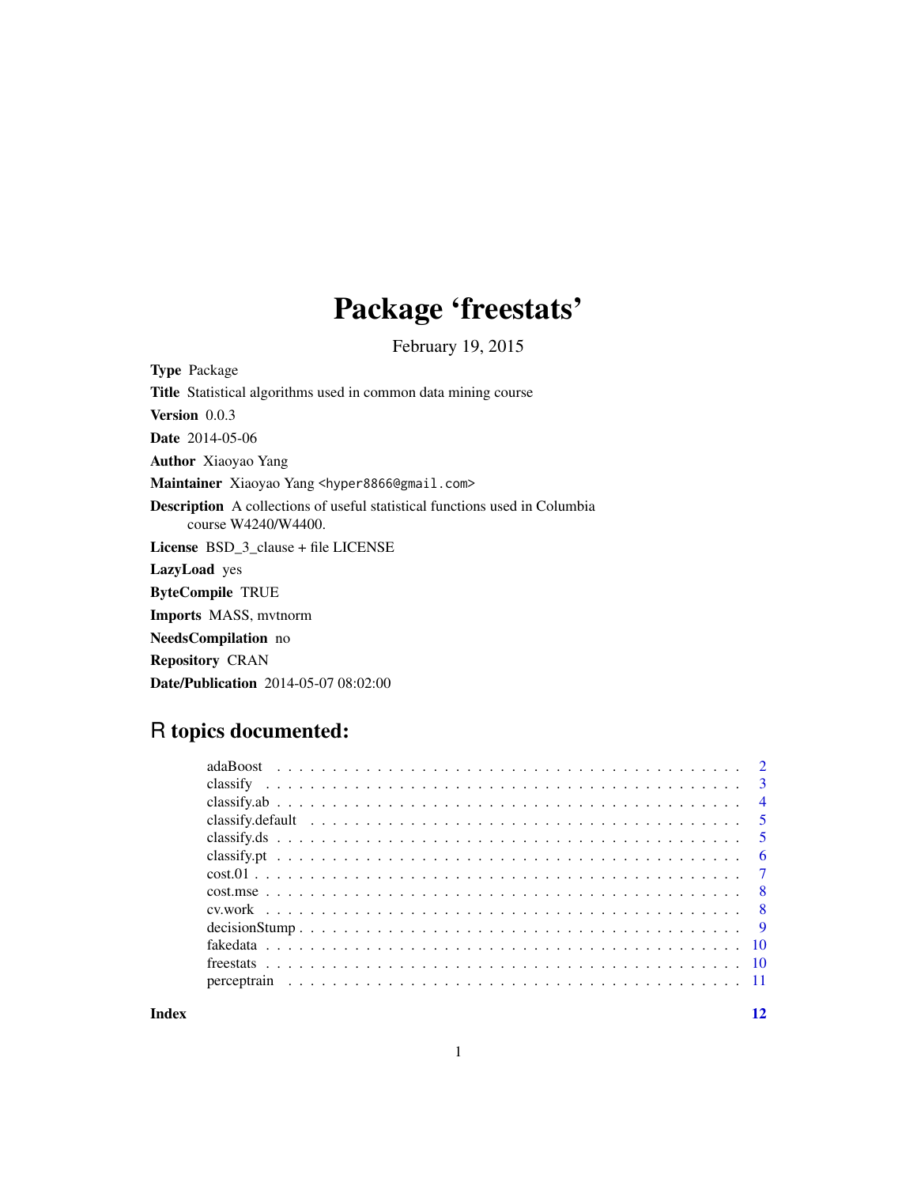# Package 'freestats'

February 19, 2015

**Type** Package

**Title** Statistical algorithms used in common data mining course

**Version** 0.0.3

**Date** 2014-05-06

**Author** Xiaoyao Yang

**Maintainer** Xiaoyao Yang <hyper8866@gmail.com>

**Description** A collections of useful statistical functions used in Columbia course W4240/W4400.

**License** BSD_3_clause + file LICENSE

**LazyLoad** yes

**ByteCompile** TRUE

**Imports** MASS, mvtnorm

**NeedsCompilation** no

**Repository** CRAN

**Date/Publication** 2014-05-07 08:02:00

## R topics documented:

| Topic | Page |
|---|---|
| adaBoost | 2 |
| classify | 3 |
| classify.ab | 4 |
| classify.default | 5 |
| classify.ds | 5 |
| classify.pt | 6 |
| cost.01 | 7 |
| cost.mse | 8 |
| cv.work | 8 |
| decisionStump | 9 |
| fakedata | 10 |
| freestats | 10 |
| perceptrain | 11 |
| **Index** | **12** |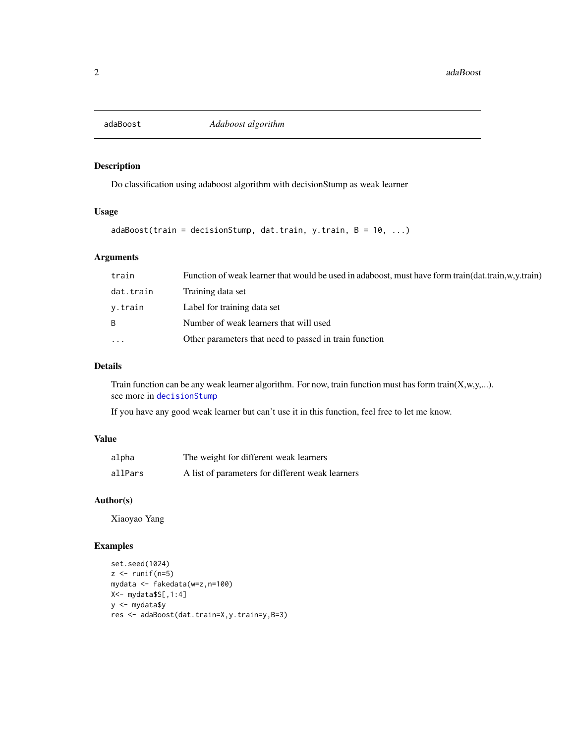# adaBoost — *Adaboost algorithm*

## Description

Do classification using adaboost algorithm with decisionStump as weak learner

## Usage

```
adaBoost(train = decisionStump, dat.train, y.train, B = 10, ...)
```

## Arguments

| | |
|---|---|
| `train` | Function of weak learner that would be used in adaboost, must have form train(dat.train,w,y.train) |
| `dat.train` | Training data set |
| `y.train` | Label for training data set |
| `B` | Number of weak learners that will used |
| `...` | Other parameters that need to passed in train function |

## Details

Train function can be any weak learner algorithm. For now, train function must has form train(X,w,y,...). see more in `decisionStump`

If you have any good weak learner but can't use it in this function, feel free to let me know.

## Value

| | |
|---|---|
| `alpha` | The weight for different weak learners |
| `allPars` | A list of parameters for different weak learners |

## Author(s)

Xiaoyao Yang

## Examples

```
set.seed(1024)
z <- runif(n=5)
mydata <- fakedata(w=z,n=100)
X<- mydata$S[,1:4]
y <- mydata$y
res <- adaBoost(dat.train=X,y.train=y,B=3)
```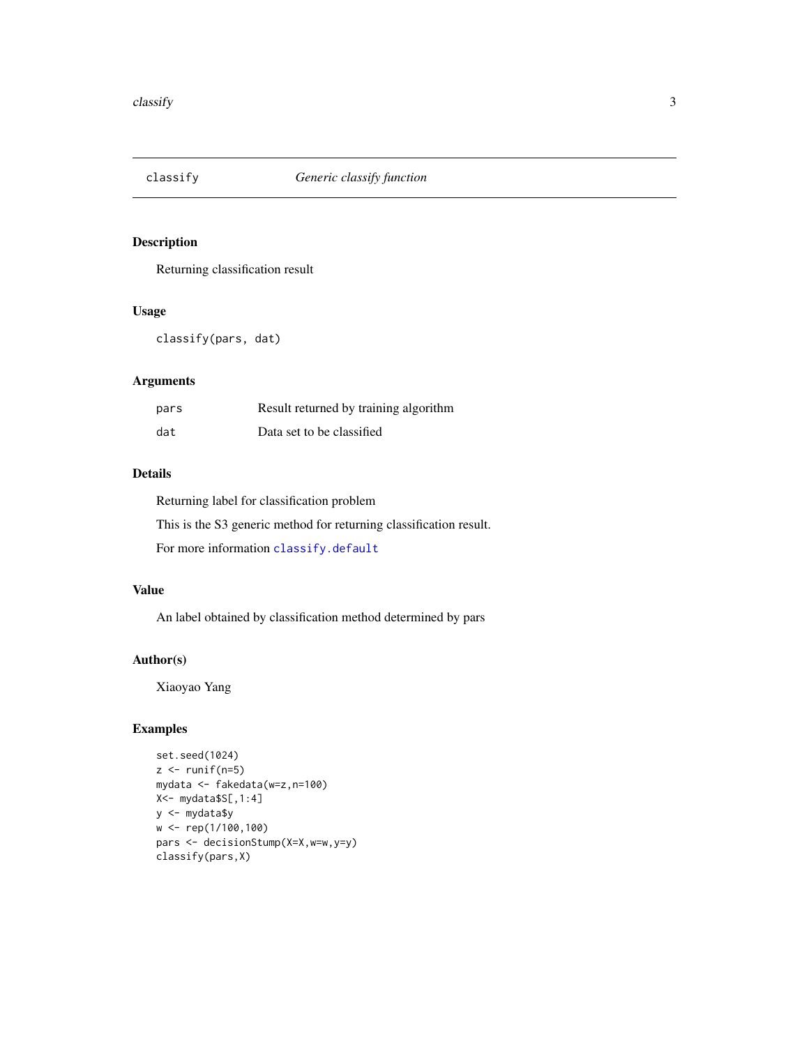# classify — *Generic classify function*

## Description

Returning classification result

## Usage

```
classify(pars, dat)
```

## Arguments

| | |
|---|---|
| pars | Result returned by training algorithm |
| dat | Data set to be classified |

## Details

Returning label for classification problem

This is the S3 generic method for returning classification result.

For more information `classify.default`

## Value

An label obtained by classification method determined by pars

## Author(s)

Xiaoyao Yang

## Examples

```
set.seed(1024)
z <- runif(n=5)
mydata <- fakedata(w=z,n=100)
X<- mydata$S[,1:4]
y <- mydata$y
w <- rep(1/100,100)
pars <- decisionStump(X=X,w=w,y=y)
classify(pars,X)
```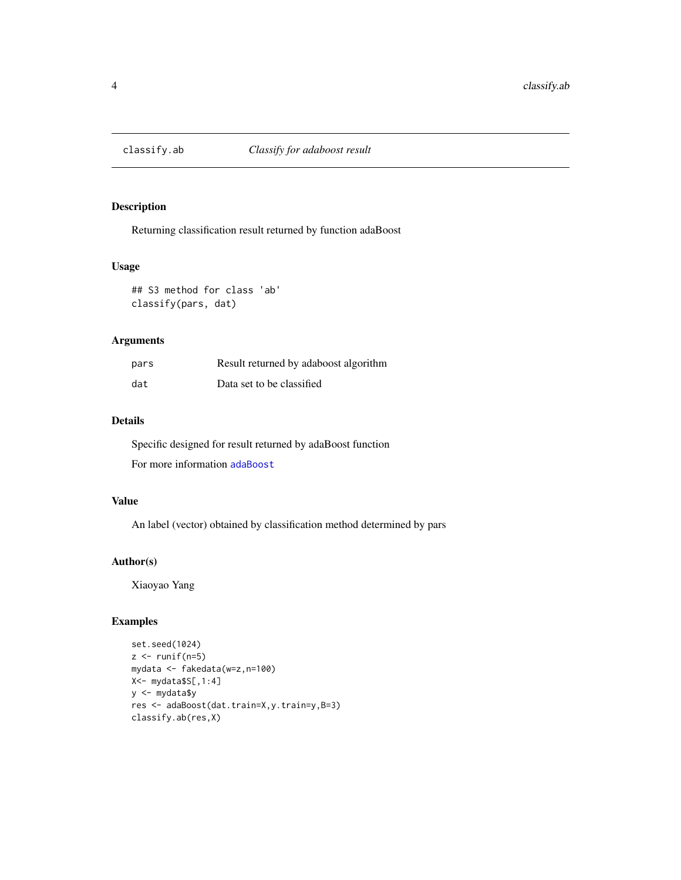# classify.ab — *Classify for adaboost result*

## Description

Returning classification result returned by function adaBoost

## Usage

```
## S3 method for class 'ab'
classify(pars, dat)
```

## Arguments

| | |
|---|---|
| `pars` | Result returned by adaboost algorithm |
| `dat` | Data set to be classified |

## Details

Specific designed for result returned by adaBoost function

For more information `adaBoost`

## Value

An label (vector) obtained by classification method determined by pars

## Author(s)

Xiaoyao Yang

## Examples

```
set.seed(1024)
z <- runif(n=5)
mydata <- fakedata(w=z,n=100)
X<- mydata$S[,1:4]
y <- mydata$y
res <- adaBoost(dat.train=X,y.train=y,B=3)
classify.ab(res,X)
```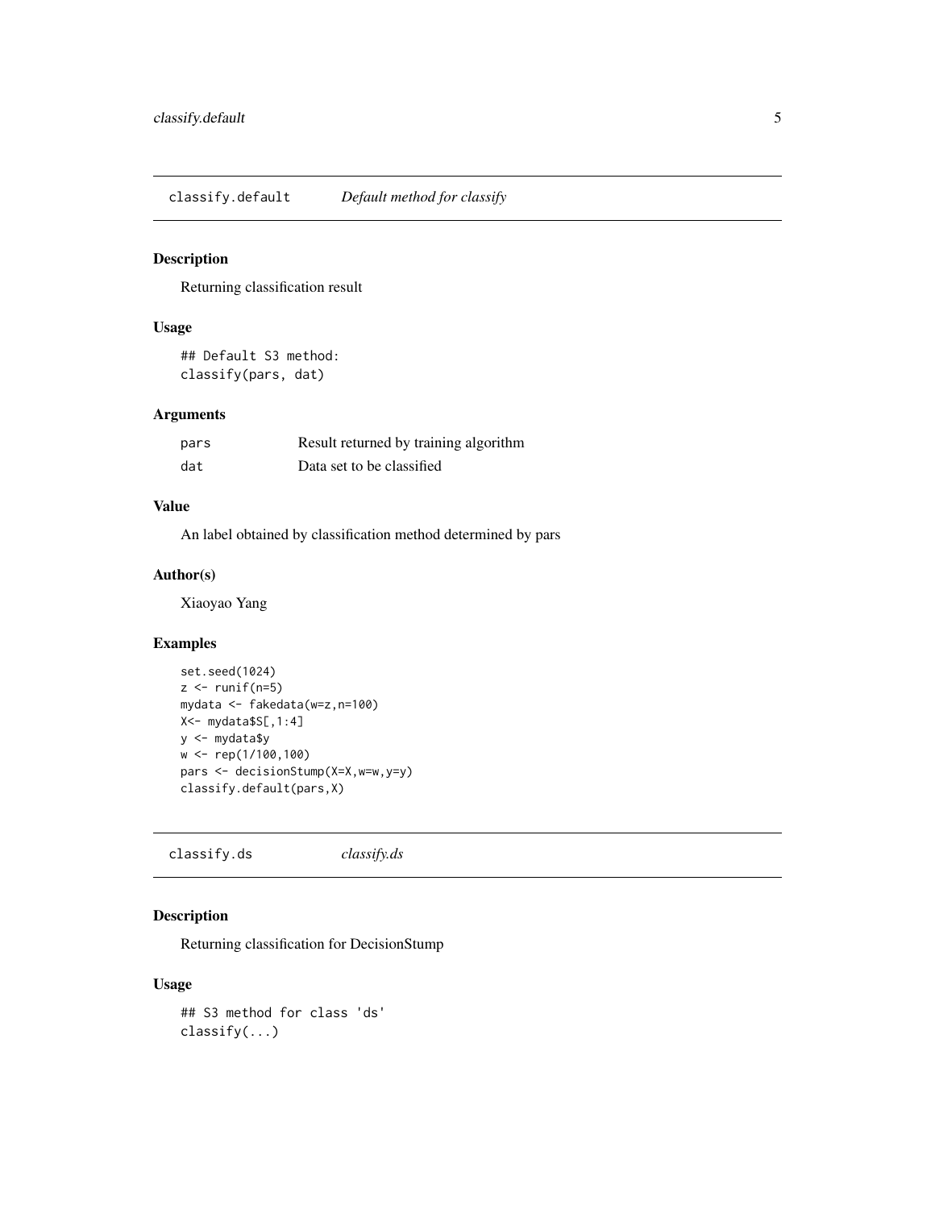## classify.default &nbsp;&nbsp;&nbsp; *Default method for classify*

### Description

Returning classification result

### Usage

```
## Default S3 method:
classify(pars, dat)
```

### Arguments

| | |
|---|---|
| pars | Result returned by training algorithm |
| dat | Data set to be classified |

### Value

An label obtained by classification method determined by pars

### Author(s)

Xiaoyao Yang

### Examples

```
set.seed(1024)
z <- runif(n=5)
mydata <- fakedata(w=z,n=100)
X<- mydata$S[,1:4]
y <- mydata$y
w <- rep(1/100,100)
pars <- decisionStump(X=X,w=w,y=y)
classify.default(pars,X)
```

## classify.ds &nbsp;&nbsp;&nbsp; *classify.ds*

### Description

Returning classification for DecisionStump

### Usage

```
## S3 method for class 'ds'
classify(...)
```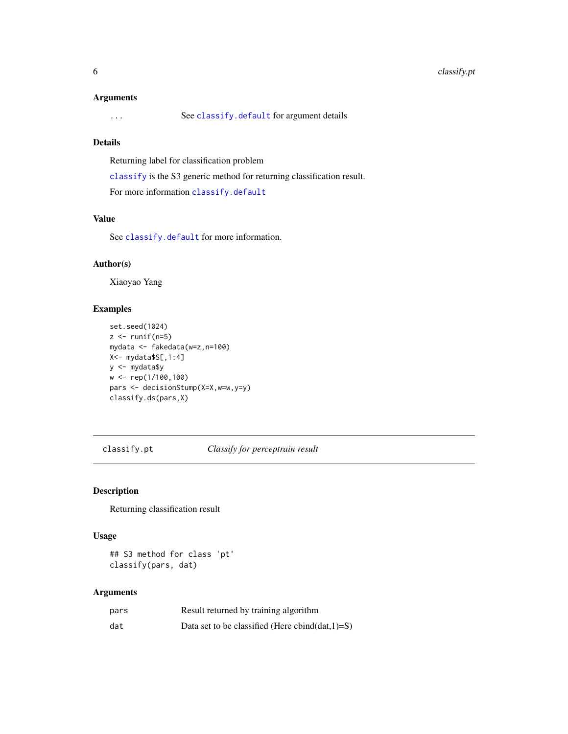### Arguments

| | |
|---|---|
| ... | See classify.default for argument details |

### Details

Returning label for classification problem

classify is the S3 generic method for returning classification result.

For more information classify.default

### Value

See classify.default for more information.

### Author(s)

Xiaoyao Yang

### Examples

```
set.seed(1024)
z <- runif(n=5)
mydata <- fakedata(w=z,n=100)
X<- mydata$S[,1:4]
y <- mydata$y
w <- rep(1/100,100)
pars <- decisionStump(X=X,w=w,y=y)
classify.ds(pars,X)
```

---

## classify.pt *Classify for perceptrain result*

### Description

Returning classification result

### Usage

```
## S3 method for class 'pt'
classify(pars, dat)
```

### Arguments

| | |
|---|---|
| pars | Result returned by training algorithm |
| dat | Data set to be classified (Here cbind(dat,1)=S) |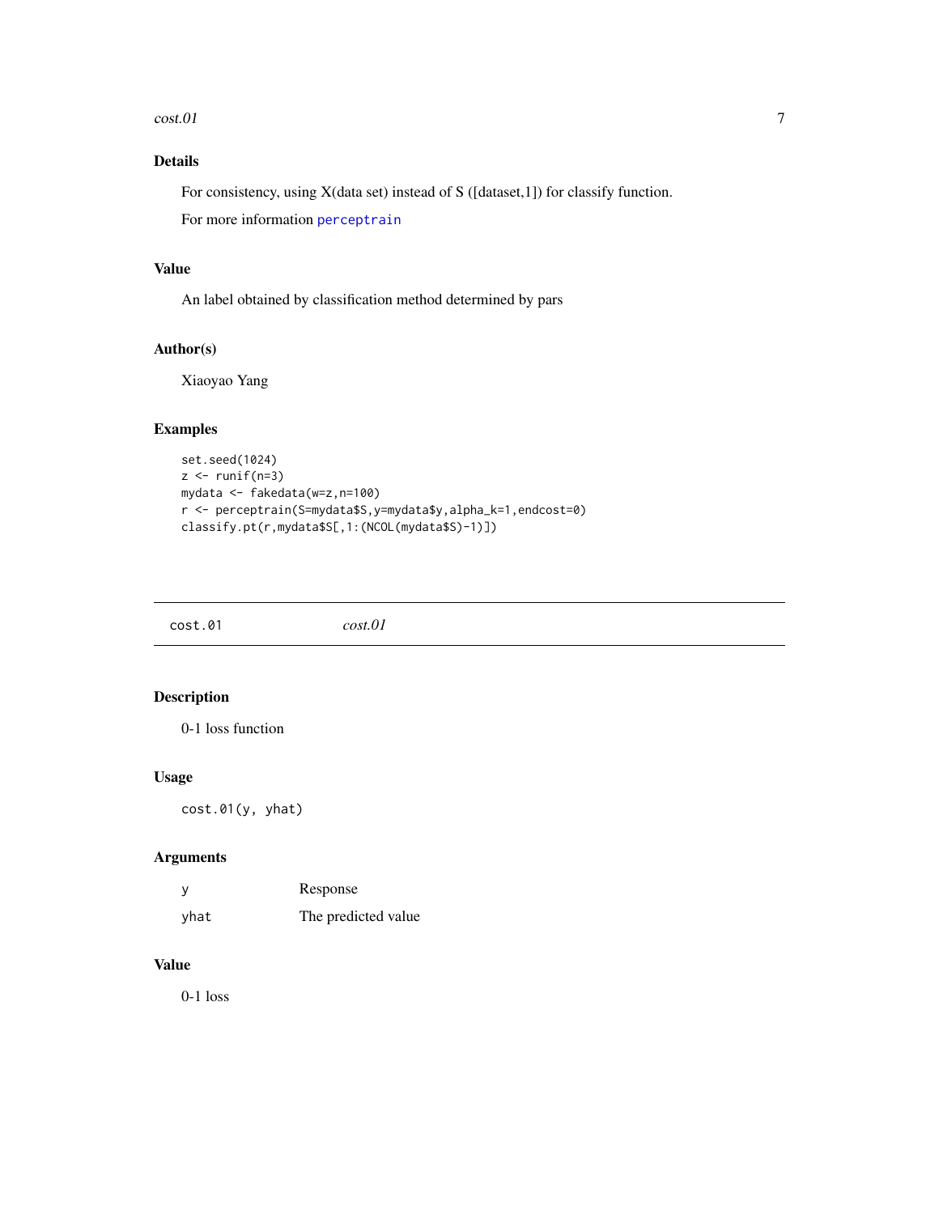### Details

For consistency, using X(data set) instead of S ([dataset,1]) for classify function.

For more information perceptrain

### Value

An label obtained by classification method determined by pars

### Author(s)

Xiaoyao Yang

### Examples

```
set.seed(1024)
z <- runif(n=3)
mydata <- fakedata(w=z,n=100)
r <- perceptrain(S=mydata$S,y=mydata$y,alpha_k=1,endcost=0)
classify.pt(r,mydata$S[,1:(NCOL(mydata$S)-1)])
```

---

## cost.01 *cost.01*

### Description

0-1 loss function

### Usage

```
cost.01(y, yhat)
```

### Arguments

| | |
|---|---|
| y | Response |
| yhat | The predicted value |

### Value

0-1 loss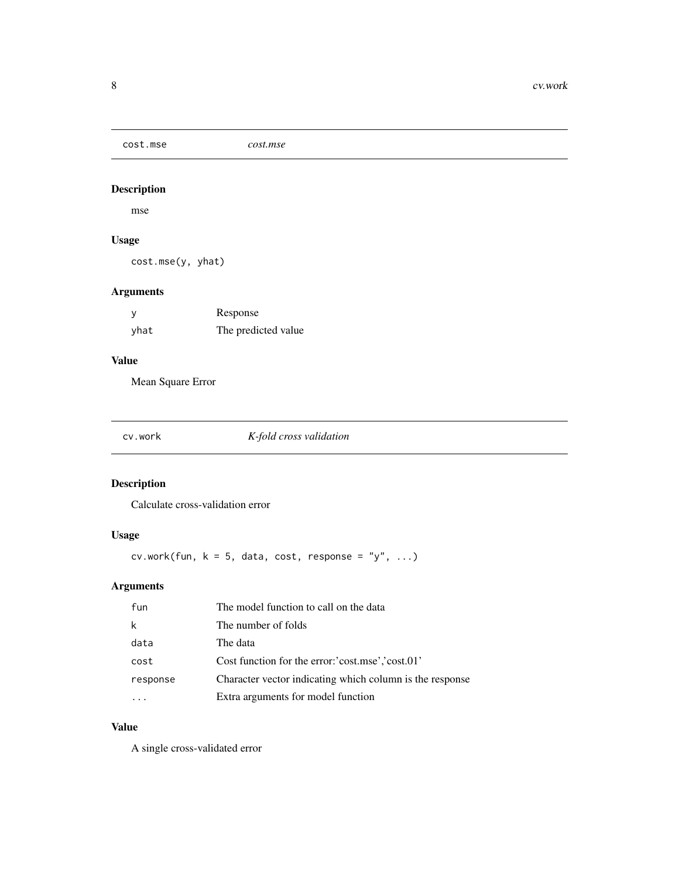## cost.mse *cost.mse*

### Description

mse

### Usage

```
cost.mse(y, yhat)
```

### Arguments

| | |
|---|---|
| `y` | Response |
| `yhat` | The predicted value |

### Value

Mean Square Error

## cv.work *K-fold cross validation*

### Description

Calculate cross-validation error

### Usage

```
cv.work(fun, k = 5, data, cost, response = "y", ...)
```

### Arguments

| | |
|---|---|
| `fun` | The model function to call on the data |
| `k` | The number of folds |
| `data` | The data |
| `cost` | Cost function for the error:'cost.mse','cost.01' |
| `response` | Character vector indicating which column is the response |
| `...` | Extra arguments for model function |

### Value

A single cross-validated error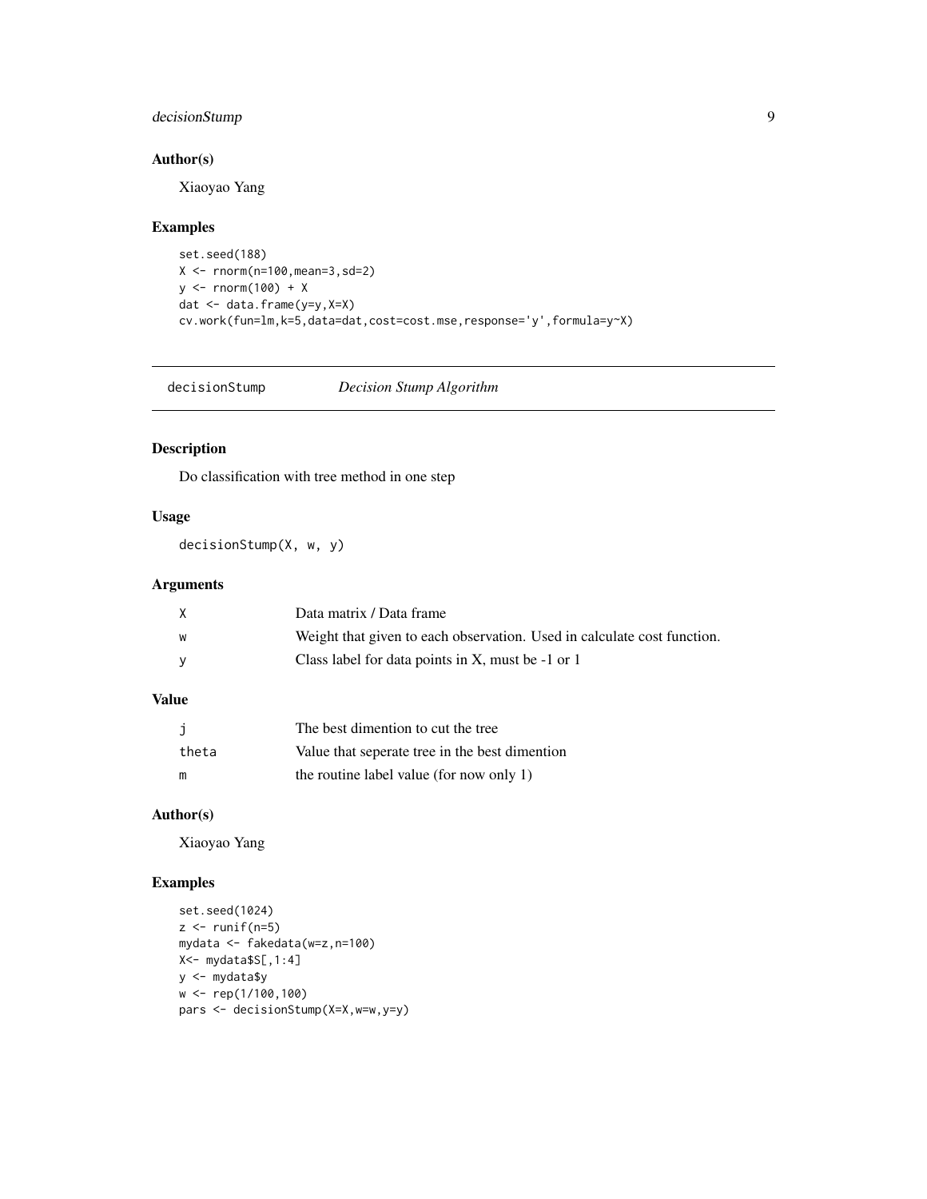### Author(s)

Xiaoyao Yang

### Examples

```
set.seed(188)
X <- rnorm(n=100,mean=3,sd=2)
y <- rnorm(100) + X
dat <- data.frame(y=y,X=X)
cv.work(fun=lm,k=5,data=dat,cost=cost.mse,response='y',formula=y~X)
```

---

## decisionStump *Decision Stump Algorithm*

---

### Description

Do classification with tree method in one step

### Usage

```
decisionStump(X, w, y)
```

### Arguments

| | |
|---|---|
| X | Data matrix / Data frame |
| w | Weight that given to each observation. Used in calculate cost function. |
| y | Class label for data points in X, must be -1 or 1 |

### Value

| | |
|---|---|
| j | The best dimention to cut the tree |
| theta | Value that seperate tree in the best dimention |
| m | the routine label value (for now only 1) |

### Author(s)

Xiaoyao Yang

### Examples

```
set.seed(1024)
z <- runif(n=5)
mydata <- fakedata(w=z,n=100)
X<- mydata$S[,1:4]
y <- mydata$y
w <- rep(1/100,100)
pars <- decisionStump(X=X,w=w,y=y)
```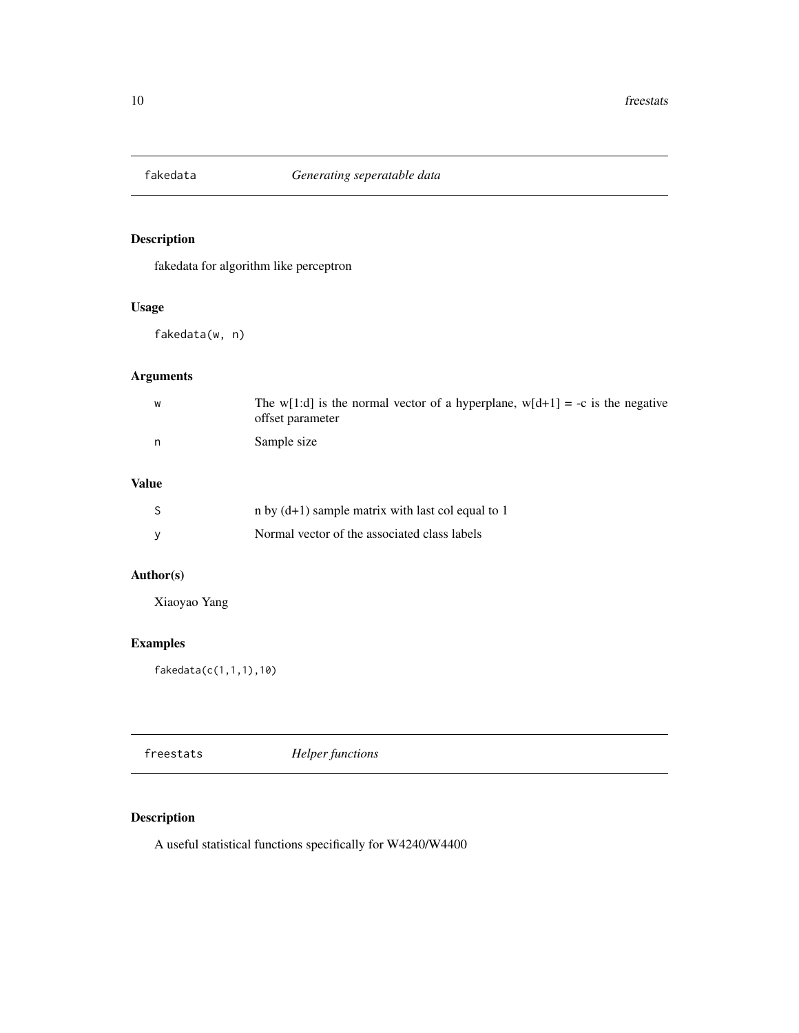## fakedata — *Generating seperatable data*

### Description

fakedata for algorithm like perceptron

### Usage

```
fakedata(w, n)
```

### Arguments

| | |
|---|---|
| w | The w[1:d] is the normal vector of a hyperplane, w[d+1] = -c is the negative offset parameter |
| n | Sample size |

### Value

| | |
|---|---|
| S | n by (d+1) sample matrix with last col equal to 1 |
| y | Normal vector of the associated class labels |

### Author(s)

Xiaoyao Yang

### Examples

```
fakedata(c(1,1,1),10)
```

## freestats — *Helper functions*

### Description

A useful statistical functions specifically for W4240/W4400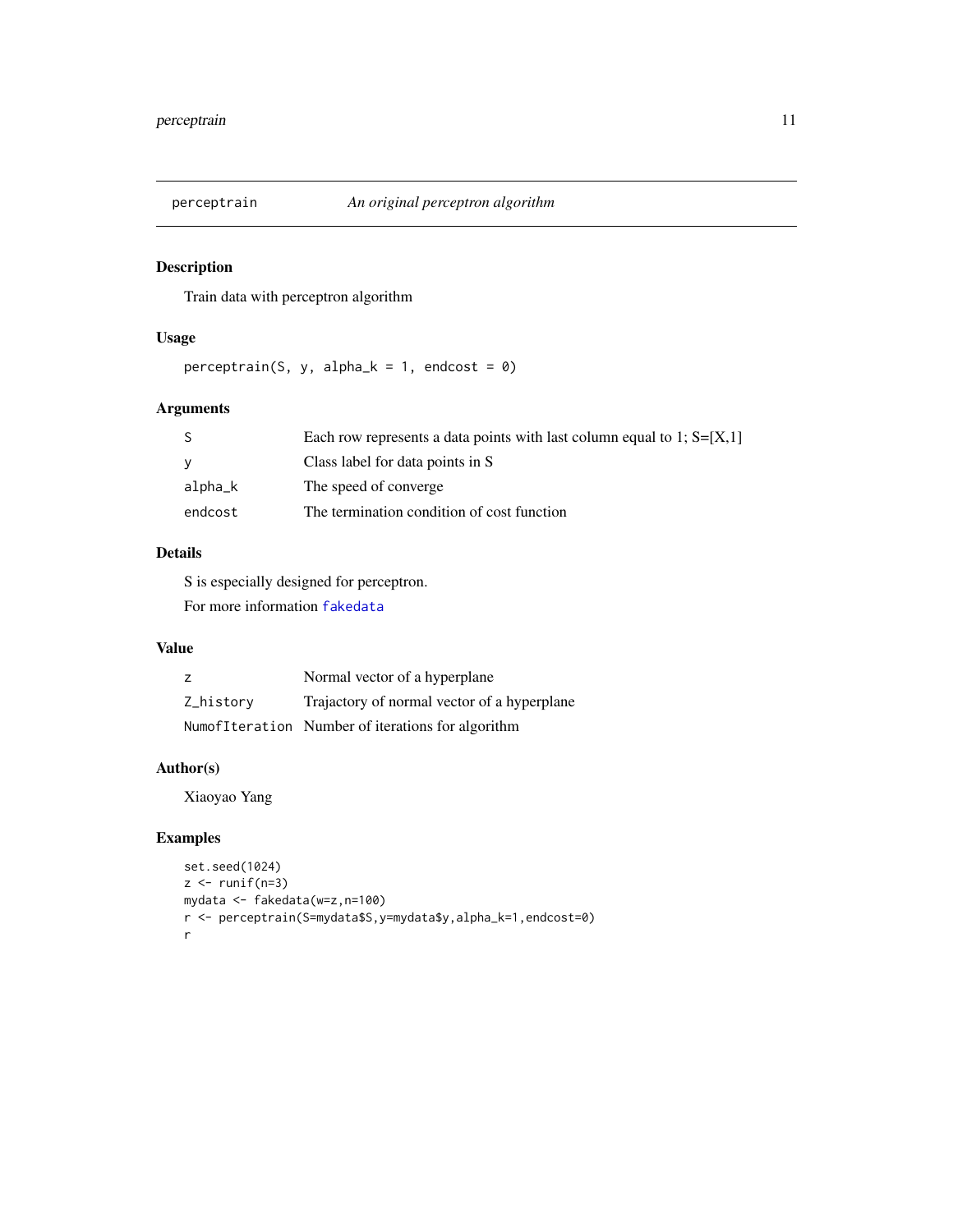# perceptrain — *An original perceptron algorithm*

## Description

Train data with perceptron algorithm

## Usage

```
perceptrain(S, y, alpha_k = 1, endcost = 0)
```

## Arguments

| | |
|---|---|
| `S` | Each row represents a data points with last column equal to 1; S=[X,1] |
| `y` | Class label for data points in S |
| `alpha_k` | The speed of converge |
| `endcost` | The termination condition of cost function |

## Details

S is especially designed for perceptron.

For more information `fakedata`

## Value

| | |
|---|---|
| `z` | Normal vector of a hyperplane |
| `Z_history` | Trajactory of normal vector of a hyperplane |
| `NumofIteration` | Number of iterations for algorithm |

## Author(s)

Xiaoyao Yang

## Examples

```
set.seed(1024)
z <- runif(n=3)
mydata <- fakedata(w=z,n=100)
r <- perceptrain(S=mydata$S,y=mydata$y,alpha_k=1,endcost=0)
r
```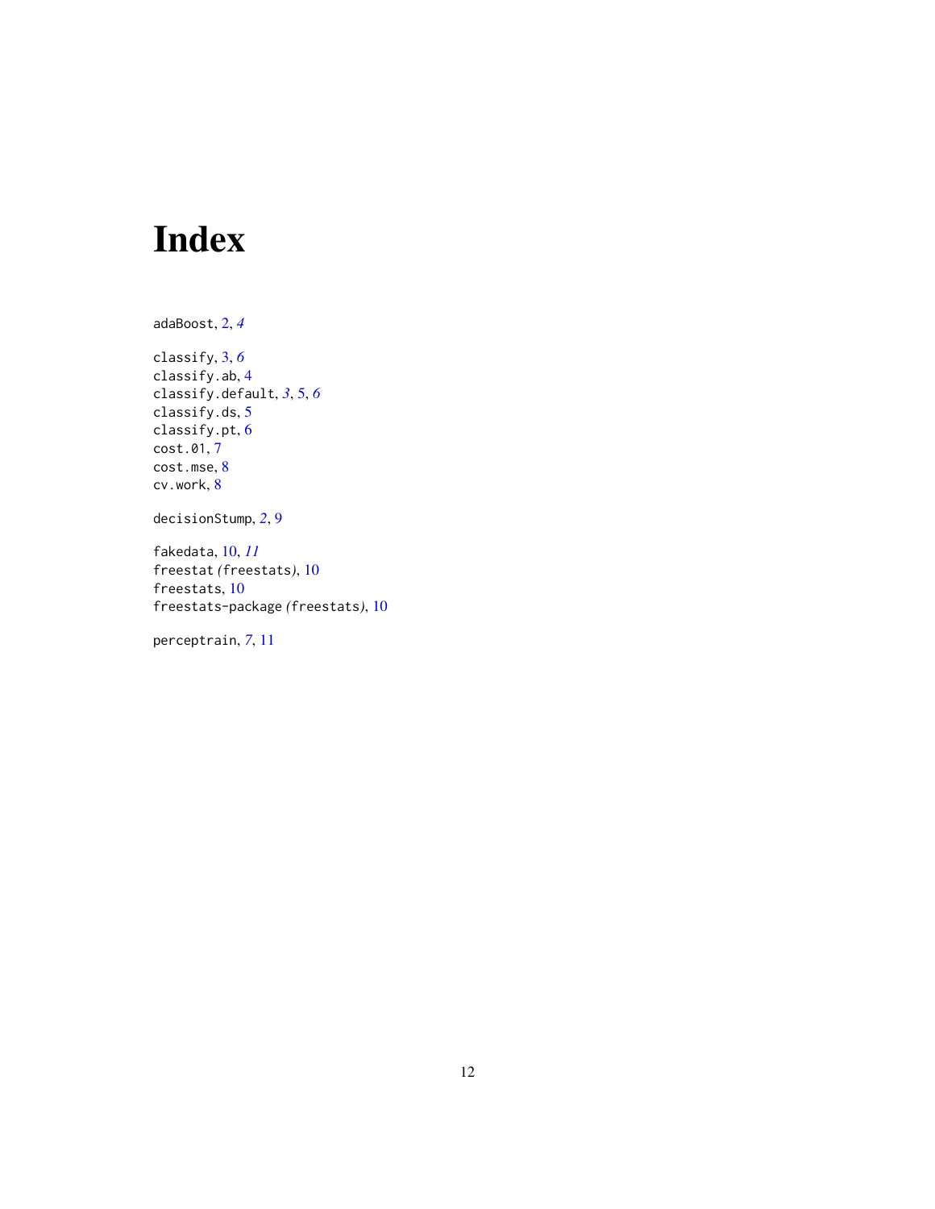# Index

adaBoost, 2, *4*

classify, 3, *6*
classify.ab, 4
classify.default, *3*, 5, *6*
classify.ds, 5
classify.pt, 6
cost.01, 7
cost.mse, 8
cv.work, 8

decisionStump, *2*, 9

fakedata, 10, *11*
freestat *(*freestats*)*, 10
freestats, 10
freestats-package *(*freestats*)*, 10

perceptrain, *7*, 11